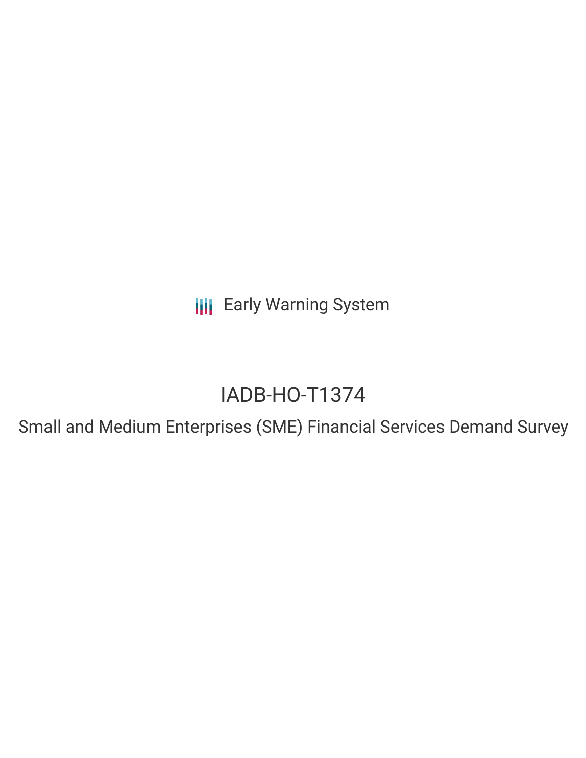Early Warning System

# IADB-HO-T1374

## Small and Medium Enterprises (SME) Financial Services Demand Survey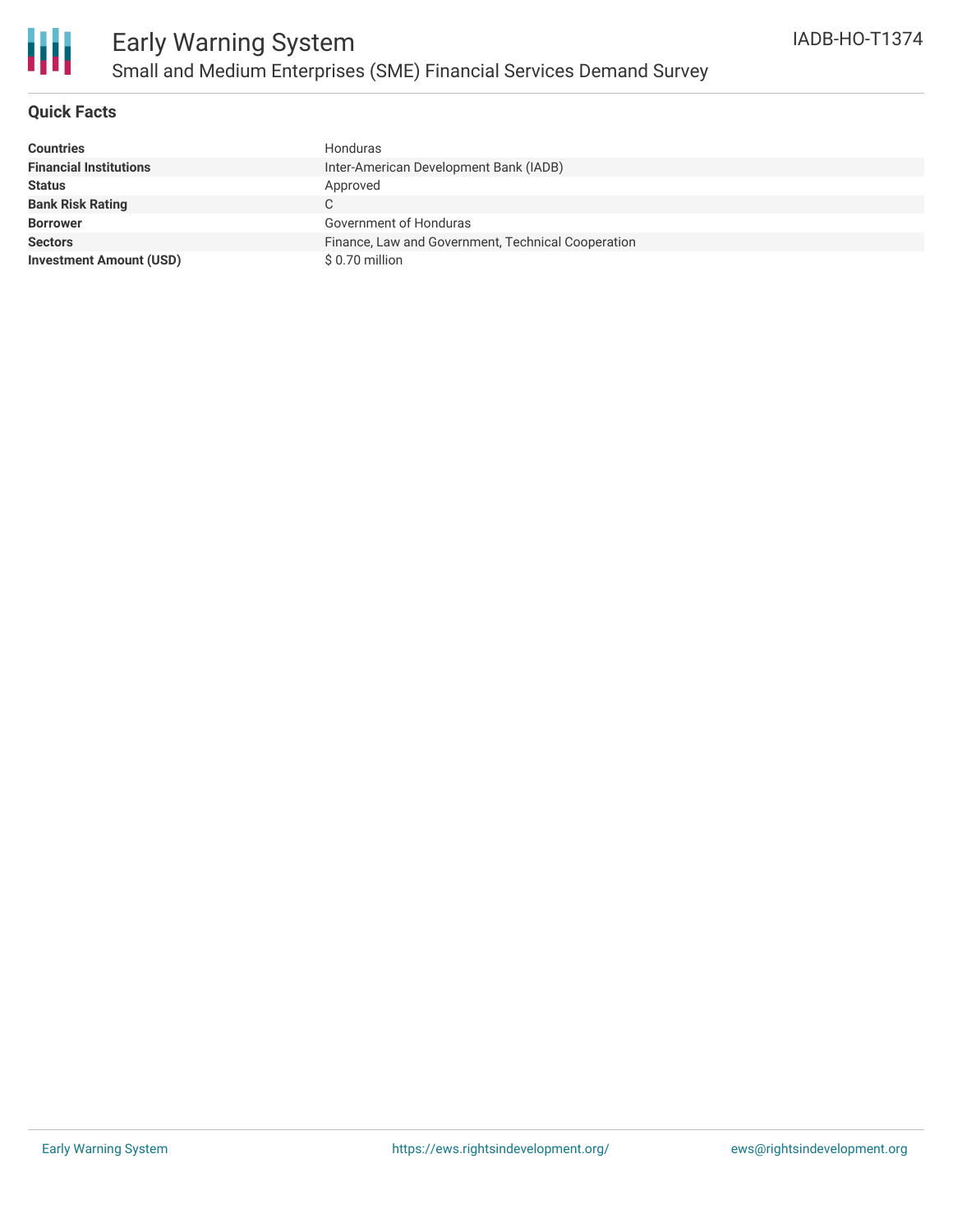# Early Warning System

## Small and Medium Enterprises (SME) Financial Services Demand Survey

IADB-HO-T1374

### Quick Facts

| | |
|---|---|
| **Countries** | Honduras |
| **Financial Institutions** | Inter-American Development Bank (IADB) |
| **Status** | Approved |
| **Bank Risk Rating** | C |
| **Borrower** | Government of Honduras |
| **Sectors** | Finance, Law and Government, Technical Cooperation |
| **Investment Amount (USD)** | $ 0.70 million |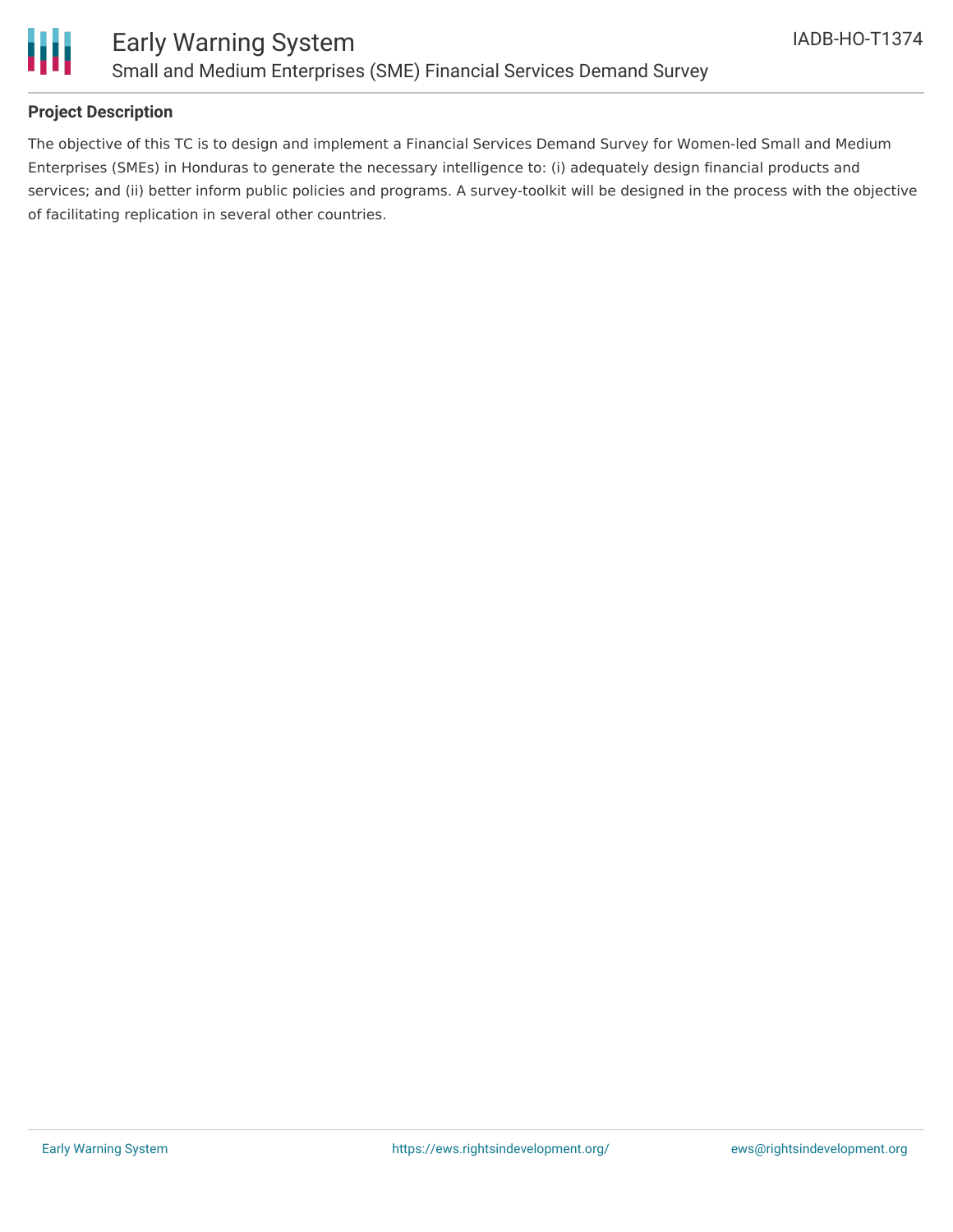## Project Description

The objective of this TC is to design and implement a Financial Services Demand Survey for Women-led Small and Medium Enterprises (SMEs) in Honduras to generate the necessary intelligence to: (i) adequately design financial products and services; and (ii) better inform public policies and programs. A survey-toolkit will be designed in the process with the objective of facilitating replication in several other countries.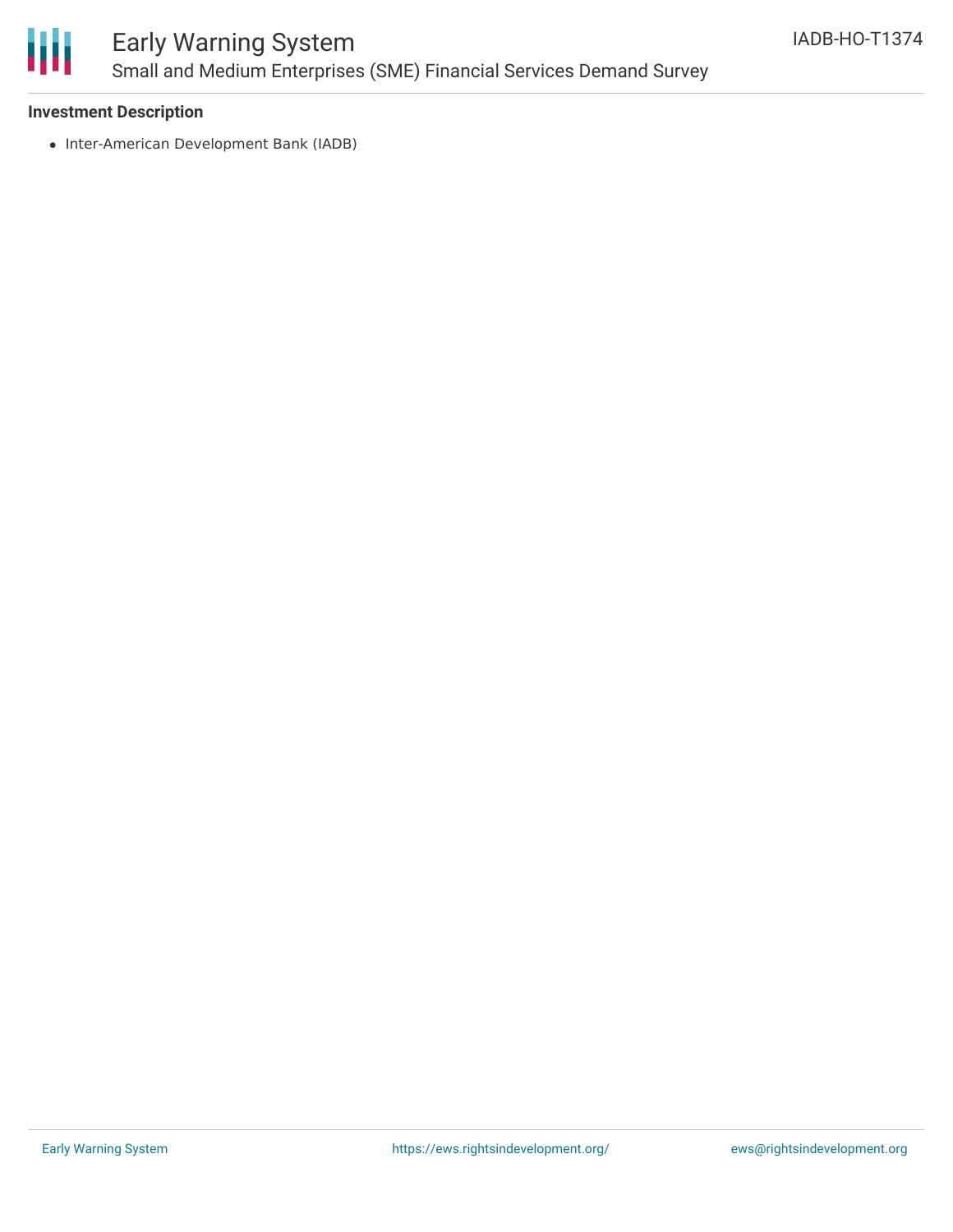### Investment Description

- Inter-American Development Bank (IADB)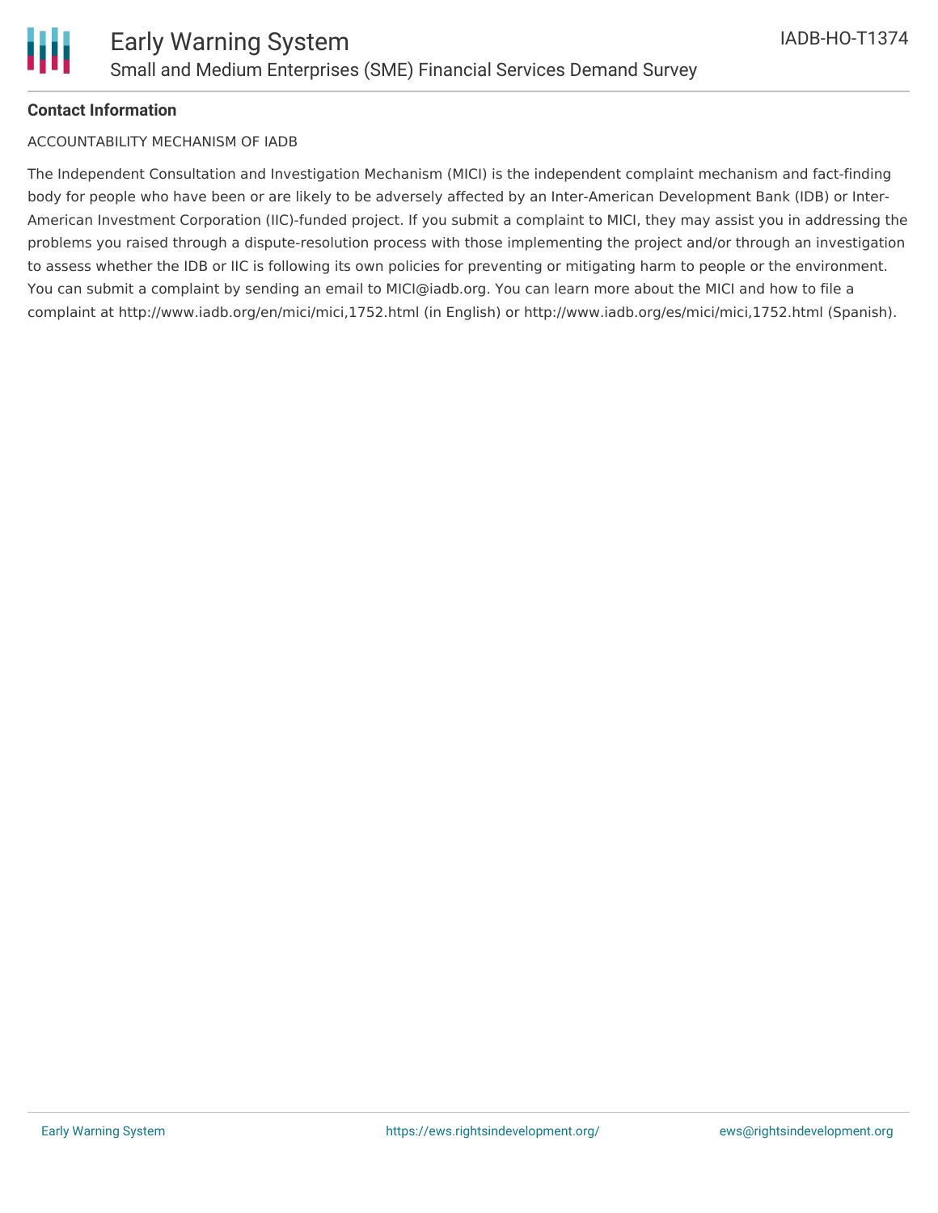**Contact Information**

ACCOUNTABILITY MECHANISM OF IADB

The Independent Consultation and Investigation Mechanism (MICI) is the independent complaint mechanism and fact-finding body for people who have been or are likely to be adversely affected by an Inter-American Development Bank (IDB) or Inter-American Investment Corporation (IIC)-funded project. If you submit a complaint to MICI, they may assist you in addressing the problems you raised through a dispute-resolution process with those implementing the project and/or through an investigation to assess whether the IDB or IIC is following its own policies for preventing or mitigating harm to people or the environment. You can submit a complaint by sending an email to MICI@iadb.org. You can learn more about the MICI and how to file a complaint at http://www.iadb.org/en/mici/mici,1752.html (in English) or http://www.iadb.org/es/mici/mici,1752.html (Spanish).